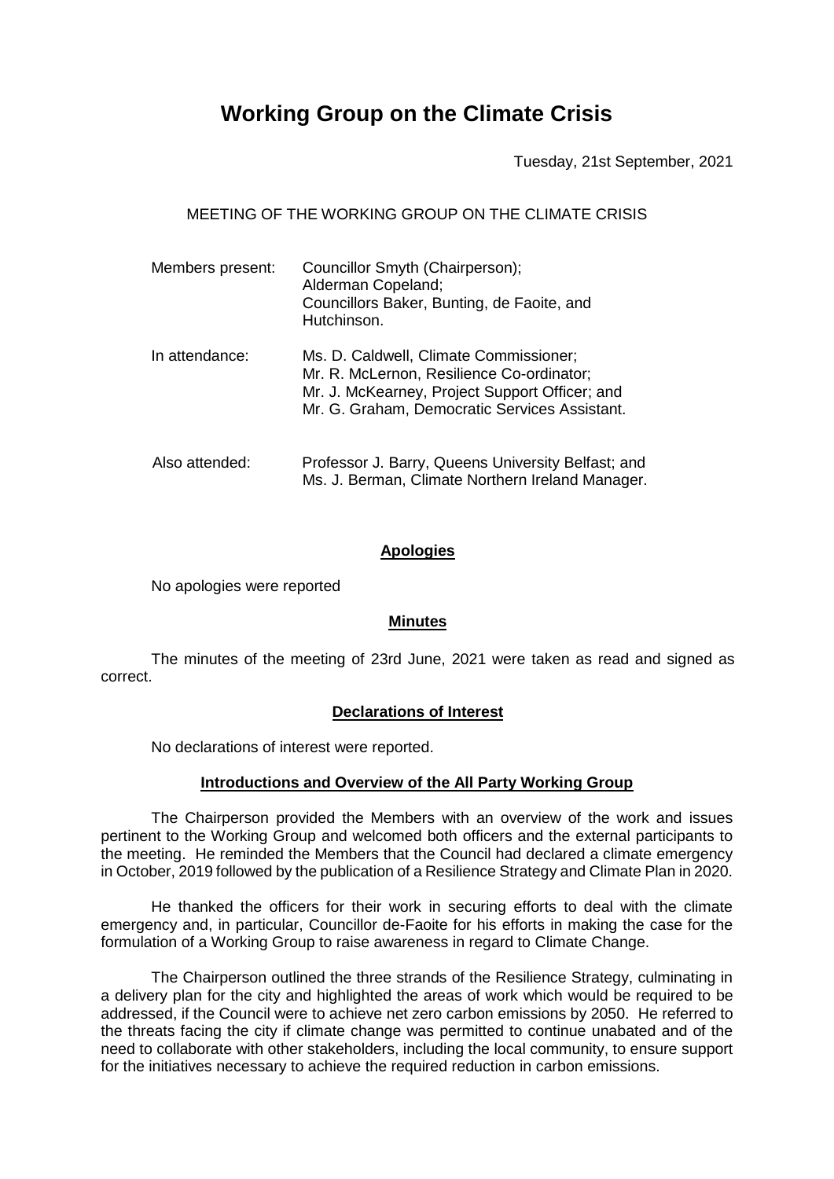# Working Group on the Climate Crisis

Tuesday, 21st September, 2021

MEETING OF THE WORKING GROUP ON THE CLIMATE CRISIS

| | |
|---|---|
| Members present: | Councillor Smyth (Chairperson); Alderman Copeland; Councillors Baker, Bunting, de Faoite, and Hutchinson. |
| In attendance: | Ms. D. Caldwell, Climate Commissioner; Mr. R. McLernon, Resilience Co-ordinator; Mr. J. McKearney, Project Support Officer; and Mr. G. Graham, Democratic Services Assistant. |
| Also attended: | Professor J. Barry, Queens University Belfast; and Ms. J. Berman, Climate Northern Ireland Manager. |

**Apologies**

No apologies were reported

**Minutes**

The minutes of the meeting of 23rd June, 2021 were taken as read and signed as correct.

**Declarations of Interest**

No declarations of interest were reported.

**Introductions and Overview of the All Party Working Group**

The Chairperson provided the Members with an overview of the work and issues pertinent to the Working Group and welcomed both officers and the external participants to the meeting. He reminded the Members that the Council had declared a climate emergency in October, 2019 followed by the publication of a Resilience Strategy and Climate Plan in 2020.

He thanked the officers for their work in securing efforts to deal with the climate emergency and, in particular, Councillor de-Faoite for his efforts in making the case for the formulation of a Working Group to raise awareness in regard to Climate Change.

The Chairperson outlined the three strands of the Resilience Strategy, culminating in a delivery plan for the city and highlighted the areas of work which would be required to be addressed, if the Council were to achieve net zero carbon emissions by 2050. He referred to the threats facing the city if climate change was permitted to continue unabated and of the need to collaborate with other stakeholders, including the local community, to ensure support for the initiatives necessary to achieve the required reduction in carbon emissions.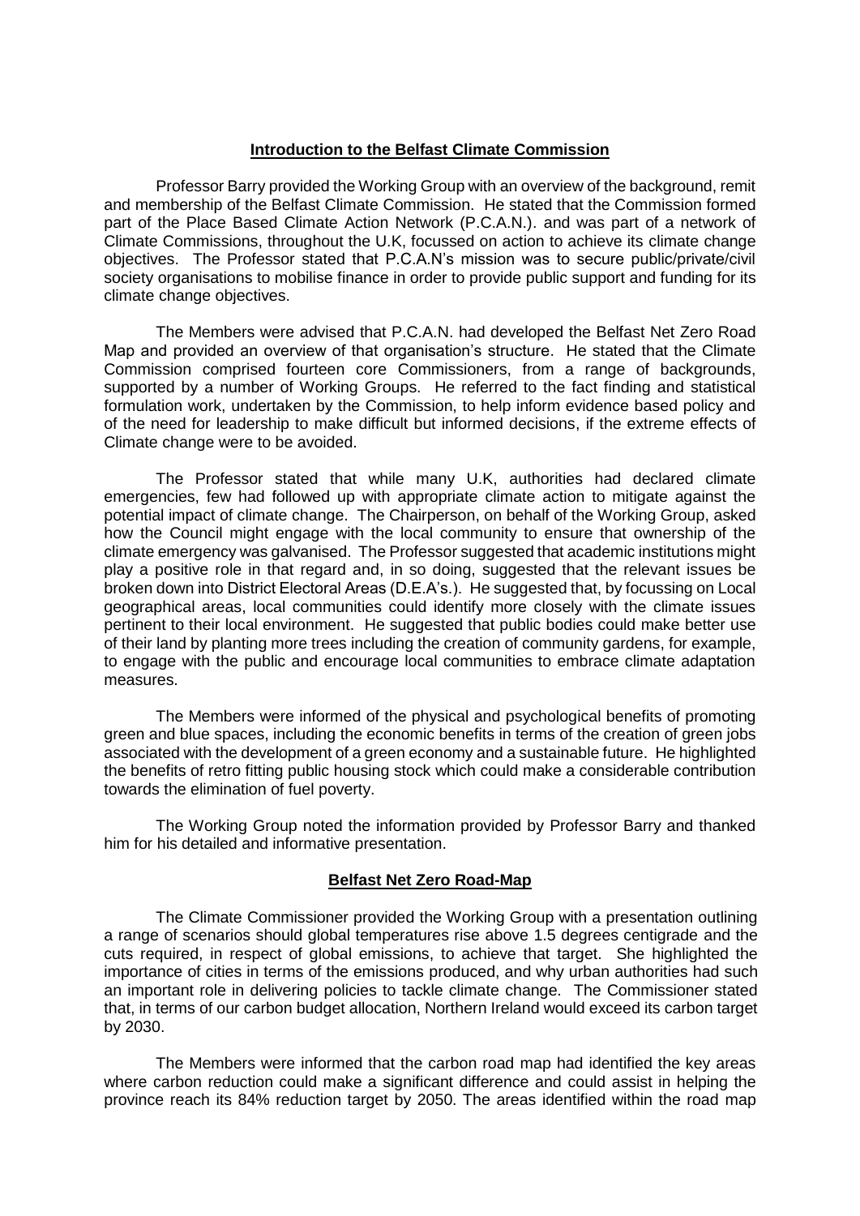**Introduction to the Belfast Climate Commission**

Professor Barry provided the Working Group with an overview of the background, remit and membership of the Belfast Climate Commission. He stated that the Commission formed part of the Place Based Climate Action Network (P.C.A.N.). and was part of a network of Climate Commissions, throughout the U.K, focussed on action to achieve its climate change objectives. The Professor stated that P.C.A.N's mission was to secure public/private/civil society organisations to mobilise finance in order to provide public support and funding for its climate change objectives.

The Members were advised that P.C.A.N. had developed the Belfast Net Zero Road Map and provided an overview of that organisation's structure. He stated that the Climate Commission comprised fourteen core Commissioners, from a range of backgrounds, supported by a number of Working Groups. He referred to the fact finding and statistical formulation work, undertaken by the Commission, to help inform evidence based policy and of the need for leadership to make difficult but informed decisions, if the extreme effects of Climate change were to be avoided.

The Professor stated that while many U.K, authorities had declared climate emergencies, few had followed up with appropriate climate action to mitigate against the potential impact of climate change. The Chairperson, on behalf of the Working Group, asked how the Council might engage with the local community to ensure that ownership of the climate emergency was galvanised. The Professor suggested that academic institutions might play a positive role in that regard and, in so doing, suggested that the relevant issues be broken down into District Electoral Areas (D.E.A's.). He suggested that, by focussing on Local geographical areas, local communities could identify more closely with the climate issues pertinent to their local environment. He suggested that public bodies could make better use of their land by planting more trees including the creation of community gardens, for example, to engage with the public and encourage local communities to embrace climate adaptation measures.

The Members were informed of the physical and psychological benefits of promoting green and blue spaces, including the economic benefits in terms of the creation of green jobs associated with the development of a green economy and a sustainable future. He highlighted the benefits of retro fitting public housing stock which could make a considerable contribution towards the elimination of fuel poverty.

The Working Group noted the information provided by Professor Barry and thanked him for his detailed and informative presentation.

**Belfast Net Zero Road-Map**

The Climate Commissioner provided the Working Group with a presentation outlining a range of scenarios should global temperatures rise above 1.5 degrees centigrade and the cuts required, in respect of global emissions, to achieve that target. She highlighted the importance of cities in terms of the emissions produced, and why urban authorities had such an important role in delivering policies to tackle climate change. The Commissioner stated that, in terms of our carbon budget allocation, Northern Ireland would exceed its carbon target by 2030.

The Members were informed that the carbon road map had identified the key areas where carbon reduction could make a significant difference and could assist in helping the province reach its 84% reduction target by 2050. The areas identified within the road map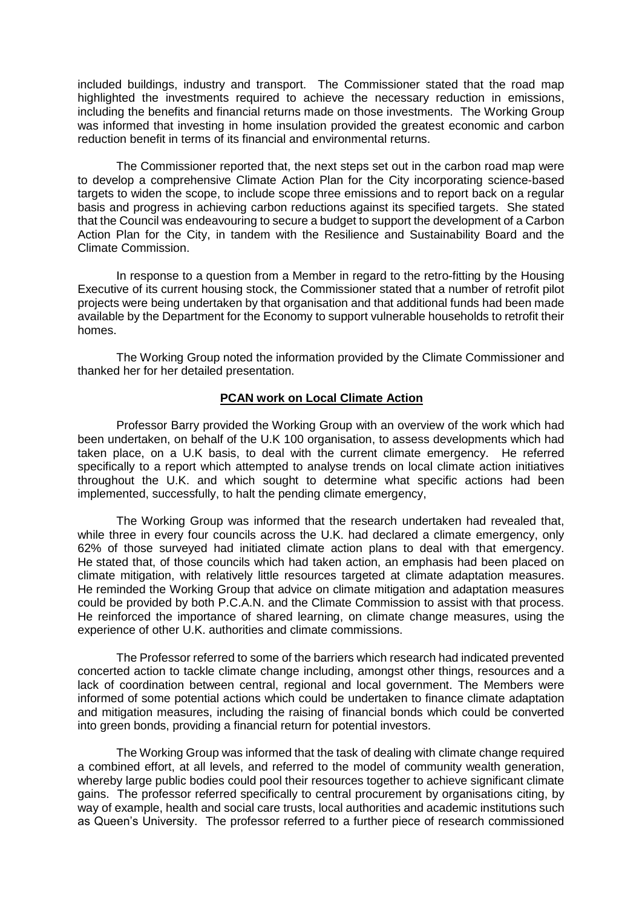included buildings, industry and transport. The Commissioner stated that the road map highlighted the investments required to achieve the necessary reduction in emissions, including the benefits and financial returns made on those investments. The Working Group was informed that investing in home insulation provided the greatest economic and carbon reduction benefit in terms of its financial and environmental returns.

The Commissioner reported that, the next steps set out in the carbon road map were to develop a comprehensive Climate Action Plan for the City incorporating science-based targets to widen the scope, to include scope three emissions and to report back on a regular basis and progress in achieving carbon reductions against its specified targets. She stated that the Council was endeavouring to secure a budget to support the development of a Carbon Action Plan for the City, in tandem with the Resilience and Sustainability Board and the Climate Commission.

In response to a question from a Member in regard to the retro-fitting by the Housing Executive of its current housing stock, the Commissioner stated that a number of retrofit pilot projects were being undertaken by that organisation and that additional funds had been made available by the Department for the Economy to support vulnerable households to retrofit their homes.

The Working Group noted the information provided by the Climate Commissioner and thanked her for her detailed presentation.

**PCAN work on Local Climate Action**

Professor Barry provided the Working Group with an overview of the work which had been undertaken, on behalf of the U.K 100 organisation, to assess developments which had taken place, on a U.K basis, to deal with the current climate emergency. He referred specifically to a report which attempted to analyse trends on local climate action initiatives throughout the U.K. and which sought to determine what specific actions had been implemented, successfully, to halt the pending climate emergency,

The Working Group was informed that the research undertaken had revealed that, while three in every four councils across the U.K. had declared a climate emergency, only 62% of those surveyed had initiated climate action plans to deal with that emergency. He stated that, of those councils which had taken action, an emphasis had been placed on climate mitigation, with relatively little resources targeted at climate adaptation measures. He reminded the Working Group that advice on climate mitigation and adaptation measures could be provided by both P.C.A.N. and the Climate Commission to assist with that process. He reinforced the importance of shared learning, on climate change measures, using the experience of other U.K. authorities and climate commissions.

The Professor referred to some of the barriers which research had indicated prevented concerted action to tackle climate change including, amongst other things, resources and a lack of coordination between central, regional and local government. The Members were informed of some potential actions which could be undertaken to finance climate adaptation and mitigation measures, including the raising of financial bonds which could be converted into green bonds, providing a financial return for potential investors.

The Working Group was informed that the task of dealing with climate change required a combined effort, at all levels, and referred to the model of community wealth generation, whereby large public bodies could pool their resources together to achieve significant climate gains. The professor referred specifically to central procurement by organisations citing, by way of example, health and social care trusts, local authorities and academic institutions such as Queen's University. The professor referred to a further piece of research commissioned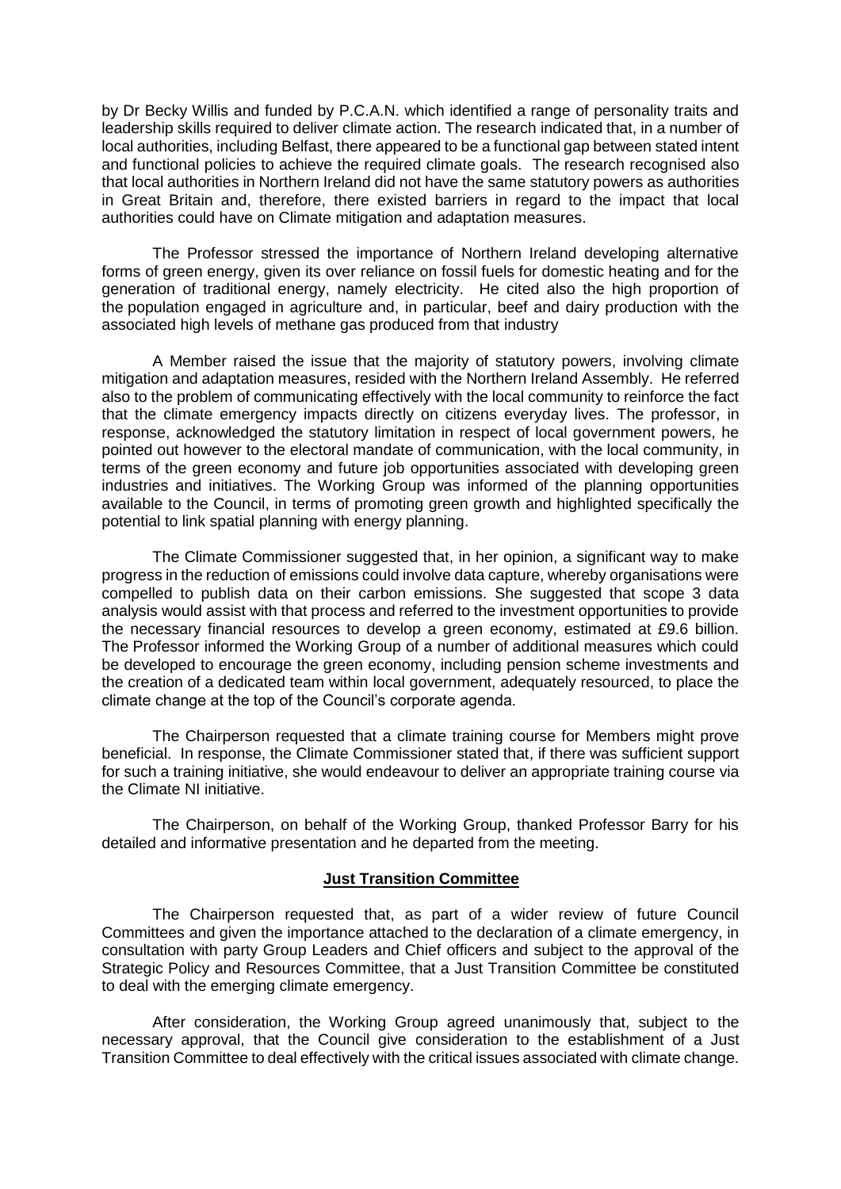by Dr Becky Willis and funded by P.C.A.N. which identified a range of personality traits and leadership skills required to deliver climate action. The research indicated that, in a number of local authorities, including Belfast, there appeared to be a functional gap between stated intent and functional policies to achieve the required climate goals. The research recognised also that local authorities in Northern Ireland did not have the same statutory powers as authorities in Great Britain and, therefore, there existed barriers in regard to the impact that local authorities could have on Climate mitigation and adaptation measures.

The Professor stressed the importance of Northern Ireland developing alternative forms of green energy, given its over reliance on fossil fuels for domestic heating and for the generation of traditional energy, namely electricity. He cited also the high proportion of the population engaged in agriculture and, in particular, beef and dairy production with the associated high levels of methane gas produced from that industry

A Member raised the issue that the majority of statutory powers, involving climate mitigation and adaptation measures, resided with the Northern Ireland Assembly. He referred also to the problem of communicating effectively with the local community to reinforce the fact that the climate emergency impacts directly on citizens everyday lives. The professor, in response, acknowledged the statutory limitation in respect of local government powers, he pointed out however to the electoral mandate of communication, with the local community, in terms of the green economy and future job opportunities associated with developing green industries and initiatives. The Working Group was informed of the planning opportunities available to the Council, in terms of promoting green growth and highlighted specifically the potential to link spatial planning with energy planning.

The Climate Commissioner suggested that, in her opinion, a significant way to make progress in the reduction of emissions could involve data capture, whereby organisations were compelled to publish data on their carbon emissions. She suggested that scope 3 data analysis would assist with that process and referred to the investment opportunities to provide the necessary financial resources to develop a green economy, estimated at £9.6 billion. The Professor informed the Working Group of a number of additional measures which could be developed to encourage the green economy, including pension scheme investments and the creation of a dedicated team within local government, adequately resourced, to place the climate change at the top of the Council's corporate agenda.

The Chairperson requested that a climate training course for Members might prove beneficial. In response, the Climate Commissioner stated that, if there was sufficient support for such a training initiative, she would endeavour to deliver an appropriate training course via the Climate NI initiative.

The Chairperson, on behalf of the Working Group, thanked Professor Barry for his detailed and informative presentation and he departed from the meeting.

## **Just Transition Committee**

The Chairperson requested that, as part of a wider review of future Council Committees and given the importance attached to the declaration of a climate emergency, in consultation with party Group Leaders and Chief officers and subject to the approval of the Strategic Policy and Resources Committee, that a Just Transition Committee be constituted to deal with the emerging climate emergency.

After consideration, the Working Group agreed unanimously that, subject to the necessary approval, that the Council give consideration to the establishment of a Just Transition Committee to deal effectively with the critical issues associated with climate change.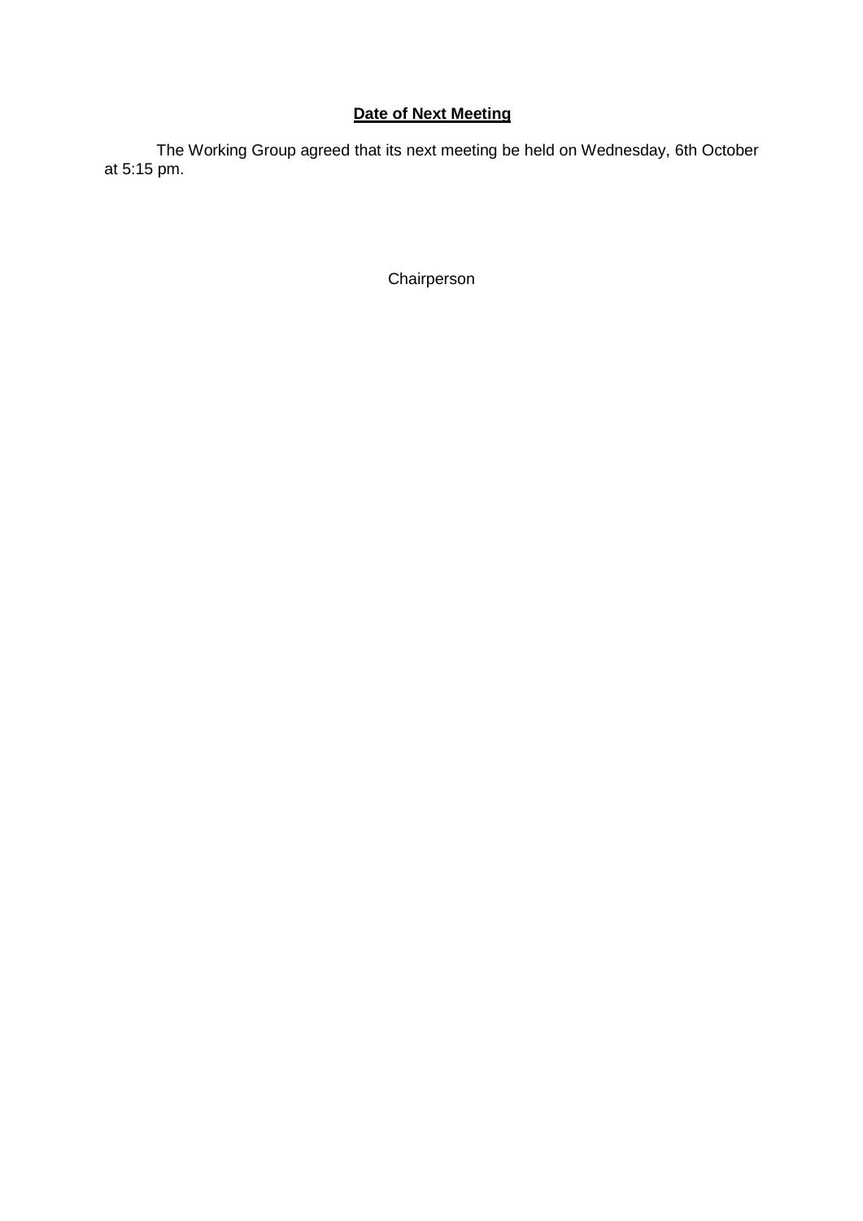**Date of Next Meeting**

The Working Group agreed that its next meeting be held on Wednesday, 6th October at 5:15 pm.

Chairperson